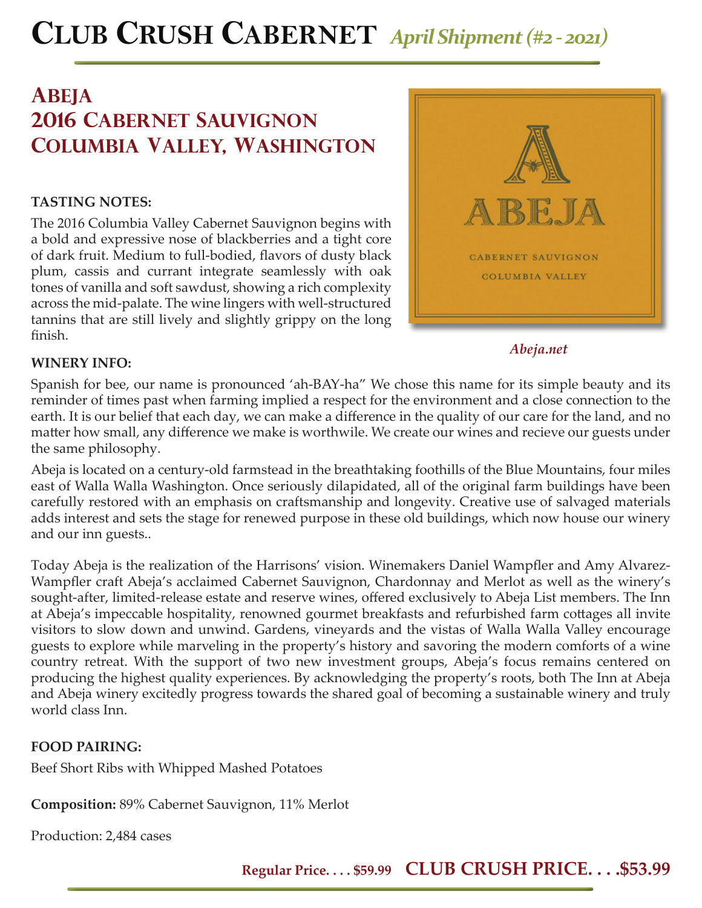# Club Crush Cabernet *April Shipment (#2 - 2021)*

## Abeja
## 2016 Cabernet Sauvignon
## Columbia Valley, Washington

**TASTING NOTES:**

The 2016 Columbia Valley Cabernet Sauvignon begins with a bold and expressive nose of blackberries and a tight core of dark fruit. Medium to full-bodied, flavors of dusty black plum, cassis and currant integrate seamlessly with oak tones of vanilla and soft sawdust, showing a rich complexity across the mid-palate. The wine lingers with well-structured tannins that are still lively and slightly grippy on the long finish.

ABEJA

CABERNET SAUVIGNON

COLUMBIA VALLEY

*Abeja.net*

**WINERY INFO:**

Spanish for bee, our name is pronounced 'ah-BAY-ha" We chose this name for its simple beauty and its reminder of times past when farming implied a respect for the environment and a close connection to the earth. It is our belief that each day, we can make a difference in the quality of our care for the land, and no matter how small, any difference we make is worthwile. We create our wines and recieve our guests under the same philosophy.

Abeja is located on a century-old farmstead in the breathtaking foothills of the Blue Mountains, four miles east of Walla Walla Washington. Once seriously dilapidated, all of the original farm buildings have been carefully restored with an emphasis on craftsmanship and longevity. Creative use of salvaged materials adds interest and sets the stage for renewed purpose in these old buildings, which now house our winery and our inn guests..

Today Abeja is the realization of the Harrisons' vision. Winemakers Daniel Wampfler and Amy Alvarez-Wampfler craft Abeja's acclaimed Cabernet Sauvignon, Chardonnay and Merlot as well as the winery's sought-after, limited-release estate and reserve wines, offered exclusively to Abeja List members. The Inn at Abeja's impeccable hospitality, renowned gourmet breakfasts and refurbished farm cottages all invite visitors to slow down and unwind. Gardens, vineyards and the vistas of Walla Walla Valley encourage guests to explore while marveling in the property's history and savoring the modern comforts of a wine country retreat. With the support of two new investment groups, Abeja's focus remains centered on producing the highest quality experiences. By acknowledging the property's roots, both The Inn at Abeja and Abeja winery excitedly progress towards the shared goal of becoming a sustainable winery and truly world class Inn.

**FOOD PAIRING:**

Beef Short Ribs with Whipped Mashed Potatoes

**Composition:** 89% Cabernet Sauvignon, 11% Merlot

Production: 2,484 cases

**Regular Price. . . . $59.99** **CLUB CRUSH PRICE. . . .$53.99**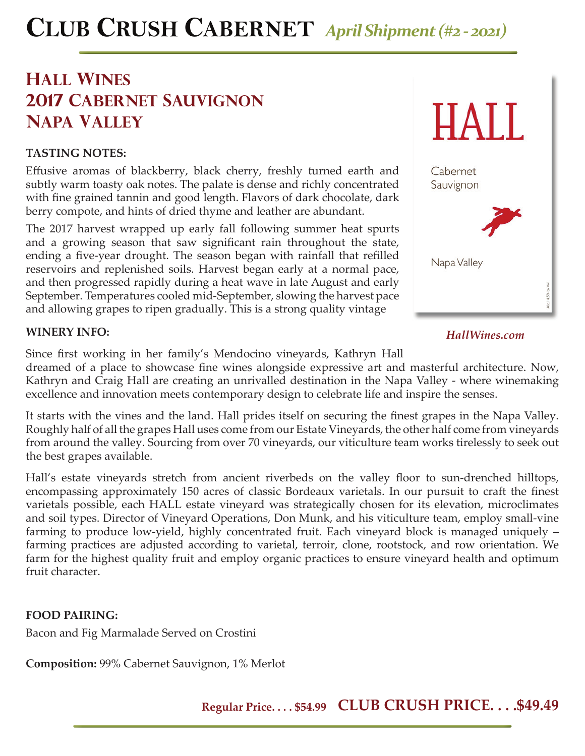# Club Crush Cabernet *April Shipment (#2 - 2021)*

## Hall Wines
## 2017 Cabernet Sauvignon
## Napa Valley

**TASTING NOTES:**

Effusive aromas of blackberry, black cherry, freshly turned earth and subtly warm toasty oak notes. The palate is dense and richly concentrated with fine grained tannin and good length. Flavors of dark chocolate, dark berry compote, and hints of dried thyme and leather are abundant.

The 2017 harvest wrapped up early fall following summer heat spurts and a growing season that saw significant rain throughout the state, ending a five-year drought. The season began with rainfall that refilled reservoirs and replenished soils. Harvest began early at a normal pace, and then progressed rapidly during a heat wave in late August and early September. Temperatures cooled mid-September, slowing the harvest pace and allowing grapes to ripen gradually. This is a strong quality vintage

HALL

Cabernet Sauvignon

Napa Valley

Alc. 14.5% by Vol.

*HallWines.com*

**WINERY INFO:**

Since first working in her family's Mendocino vineyards, Kathryn Hall dreamed of a place to showcase fine wines alongside expressive art and masterful architecture. Now, Kathryn and Craig Hall are creating an unrivalled destination in the Napa Valley - where winemaking excellence and innovation meets contemporary design to celebrate life and inspire the senses.

It starts with the vines and the land. Hall prides itself on securing the finest grapes in the Napa Valley. Roughly half of all the grapes Hall uses come from our Estate Vineyards, the other half come from vineyards from around the valley. Sourcing from over 70 vineyards, our viticulture team works tirelessly to seek out the best grapes available.

Hall's estate vineyards stretch from ancient riverbeds on the valley floor to sun-drenched hilltops, encompassing approximately 150 acres of classic Bordeaux varietals. In our pursuit to craft the finest varietals possible, each HALL estate vineyard was strategically chosen for its elevation, microclimates and soil types. Director of Vineyard Operations, Don Munk, and his viticulture team, employ small-vine farming to produce low-yield, highly concentrated fruit. Each vineyard block is managed uniquely – farming practices are adjusted according to varietal, terroir, clone, rootstock, and row orientation. We farm for the highest quality fruit and employ organic practices to ensure vineyard health and optimum fruit character.

**FOOD PAIRING:**

Bacon and Fig Marmalade Served on Crostini

**Composition:** 99% Cabernet Sauvignon, 1% Merlot

**Regular Price. . . . $54.99** **CLUB CRUSH PRICE. . . .$49.49**